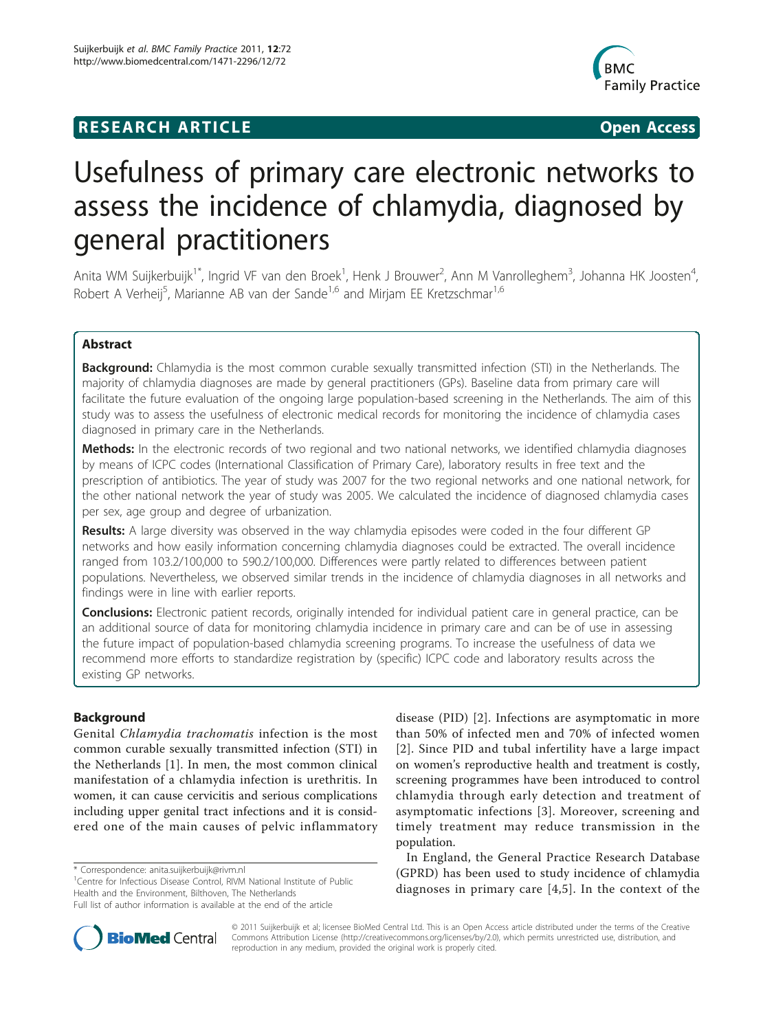**RESEARCH ARTICLE** **Open Access**

# Usefulness of primary care electronic networks to assess the incidence of chlamydia, diagnosed by general practitioners

Anita WM Suijkerbuijk[1*], Ingrid VF van den Broek[1], Henk J Brouwer[2], Ann M Vanrolleghem[3], Johanna HK Joosten[4], Robert A Verheij[5], Marianne AB van der Sande[1,6] and Mirjam EE Kretzschmar[1,6]

## Abstract

**Background:** Chlamydia is the most common curable sexually transmitted infection (STI) in the Netherlands. The majority of chlamydia diagnoses are made by general practitioners (GPs). Baseline data from primary care will facilitate the future evaluation of the ongoing large population-based screening in the Netherlands. The aim of this study was to assess the usefulness of electronic medical records for monitoring the incidence of chlamydia cases diagnosed in primary care in the Netherlands.

**Methods:** In the electronic records of two regional and two national networks, we identified chlamydia diagnoses by means of ICPC codes (International Classification of Primary Care), laboratory results in free text and the prescription of antibiotics. The year of study was 2007 for the two regional networks and one national network, for the other national network the year of study was 2005. We calculated the incidence of diagnosed chlamydia cases per sex, age group and degree of urbanization.

**Results:** A large diversity was observed in the way chlamydia episodes were coded in the four different GP networks and how easily information concerning chlamydia diagnoses could be extracted. The overall incidence ranged from 103.2/100,000 to 590.2/100,000. Differences were partly related to differences between patient populations. Nevertheless, we observed similar trends in the incidence of chlamydia diagnoses in all networks and findings were in line with earlier reports.

**Conclusions:** Electronic patient records, originally intended for individual patient care in general practice, can be an additional source of data for monitoring chlamydia incidence in primary care and can be of use in assessing the future impact of population-based chlamydia screening programs. To increase the usefulness of data we recommend more efforts to standardize registration by (specific) ICPC code and laboratory results across the existing GP networks.

## Background

Genital *Chlamydia trachomatis* infection is the most common curable sexually transmitted infection (STI) in the Netherlands [1]. In men, the most common clinical manifestation of a chlamydia infection is urethritis. In women, it can cause cervicitis and serious complications including upper genital tract infections and it is considered one of the main causes of pelvic inflammatory disease (PID) [2]. Infections are asymptomatic in more than 50% of infected men and 70% of infected women [2]. Since PID and tubal infertility have a large impact on women's reproductive health and treatment is costly, screening programmes have been introduced to control chlamydia through early detection and treatment of asymptomatic infections [3]. Moreover, screening and timely treatment may reduce transmission in the population.

In England, the General Practice Research Database (GPRD) has been used to study incidence of chlamydia diagnoses in primary care [4,5]. In the context of the

* Correspondence: anita.suijkerbuijk@rivm.nl
[1]Centre for Infectious Disease Control, RIVM National Institute of Public Health and the Environment, Bilthoven, The Netherlands
Full list of author information is available at the end of the article

© 2011 Suijkerbuijk et al; licensee BioMed Central Ltd. This is an Open Access article distributed under the terms of the Creative Commons Attribution License (http://creativecommons.org/licenses/by/2.0), which permits unrestricted use, distribution, and reproduction in any medium, provided the original work is properly cited.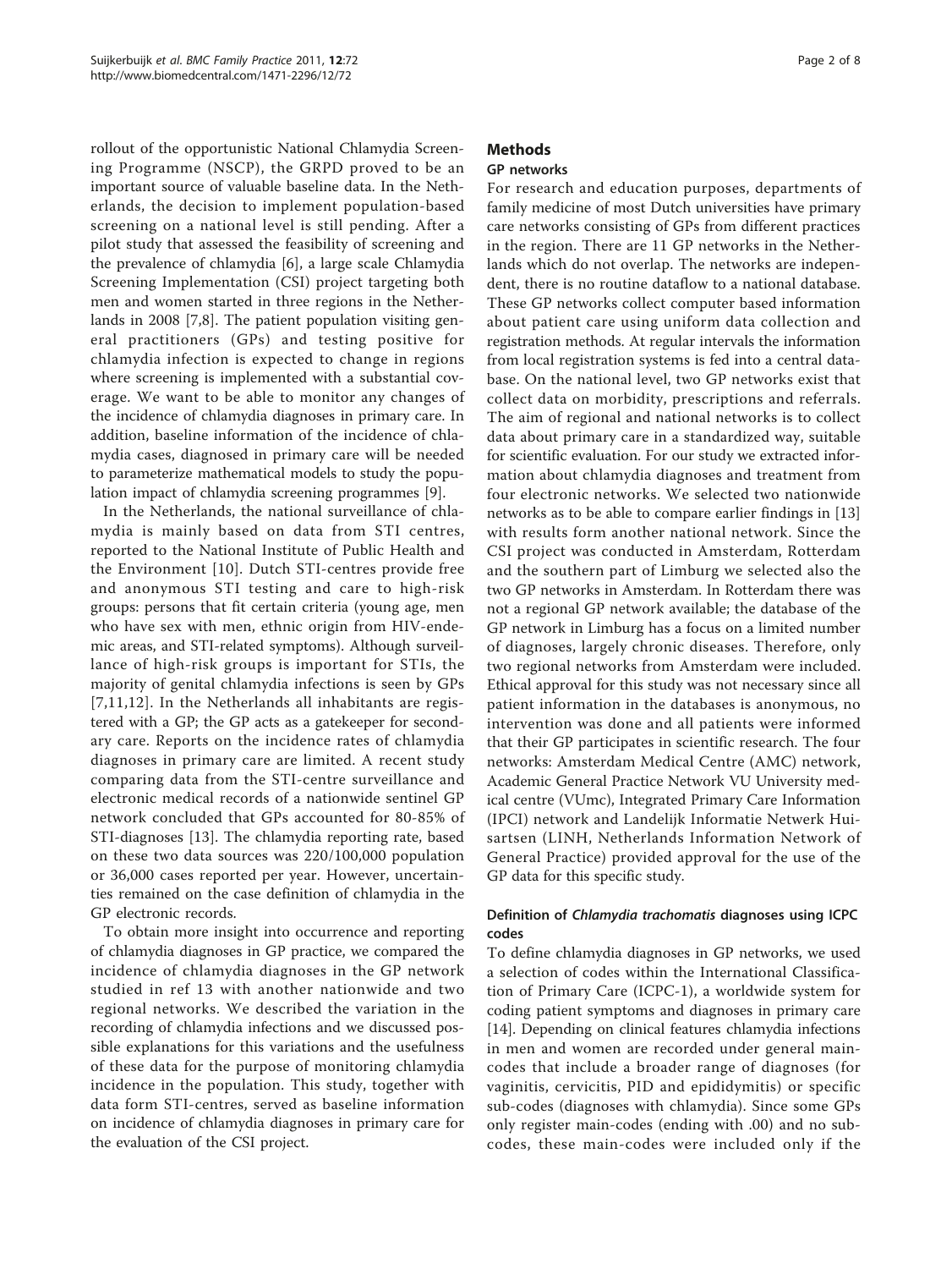rollout of the opportunistic National Chlamydia Screening Programme (NSCP), the GRPD proved to be an important source of valuable baseline data. In the Netherlands, the decision to implement population-based screening on a national level is still pending. After a pilot study that assessed the feasibility of screening and the prevalence of chlamydia [6], a large scale Chlamydia Screening Implementation (CSI) project targeting both men and women started in three regions in the Netherlands in 2008 [7,8]. The patient population visiting general practitioners (GPs) and testing positive for chlamydia infection is expected to change in regions where screening is implemented with a substantial coverage. We want to be able to monitor any changes of the incidence of chlamydia diagnoses in primary care. In addition, baseline information of the incidence of chlamydia cases, diagnosed in primary care will be needed to parameterize mathematical models to study the population impact of chlamydia screening programmes [9].

In the Netherlands, the national surveillance of chlamydia is mainly based on data from STI centres, reported to the National Institute of Public Health and the Environment [10]. Dutch STI-centres provide free and anonymous STI testing and care to high-risk groups: persons that fit certain criteria (young age, men who have sex with men, ethnic origin from HIV-endemic areas, and STI-related symptoms). Although surveillance of high-risk groups is important for STIs, the majority of genital chlamydia infections is seen by GPs [7,11,12]. In the Netherlands all inhabitants are registered with a GP; the GP acts as a gatekeeper for secondary care. Reports on the incidence rates of chlamydia diagnoses in primary care are limited. A recent study comparing data from the STI-centre surveillance and electronic medical records of a nationwide sentinel GP network concluded that GPs accounted for 80-85% of STI-diagnoses [13]. The chlamydia reporting rate, based on these two data sources was 220/100,000 population or 36,000 cases reported per year. However, uncertainties remained on the case definition of chlamydia in the GP electronic records.

To obtain more insight into occurrence and reporting of chlamydia diagnoses in GP practice, we compared the incidence of chlamydia diagnoses in the GP network studied in ref 13 with another nationwide and two regional networks. We described the variation in the recording of chlamydia infections and we discussed possible explanations for this variations and the usefulness of these data for the purpose of monitoring chlamydia incidence in the population. This study, together with data form STI-centres, served as baseline information on incidence of chlamydia diagnoses in primary care for the evaluation of the CSI project.

## Methods

### GP networks

For research and education purposes, departments of family medicine of most Dutch universities have primary care networks consisting of GPs from different practices in the region. There are 11 GP networks in the Netherlands which do not overlap. The networks are independent, there is no routine dataflow to a national database. These GP networks collect computer based information about patient care using uniform data collection and registration methods. At regular intervals the information from local registration systems is fed into a central database. On the national level, two GP networks exist that collect data on morbidity, prescriptions and referrals. The aim of regional and national networks is to collect data about primary care in a standardized way, suitable for scientific evaluation. For our study we extracted information about chlamydia diagnoses and treatment from four electronic networks. We selected two nationwide networks as to be able to compare earlier findings in [13] with results form another national network. Since the CSI project was conducted in Amsterdam, Rotterdam and the southern part of Limburg we selected also the two GP networks in Amsterdam. In Rotterdam there was not a regional GP network available; the database of the GP network in Limburg has a focus on a limited number of diagnoses, largely chronic diseases. Therefore, only two regional networks from Amsterdam were included. Ethical approval for this study was not necessary since all patient information in the databases is anonymous, no intervention was done and all patients were informed that their GP participates in scientific research. The four networks: Amsterdam Medical Centre (AMC) network, Academic General Practice Network VU University medical centre (VUmc), Integrated Primary Care Information (IPCI) network and Landelijk Informatie Netwerk Huisartsen (LINH, Netherlands Information Network of General Practice) provided approval for the use of the GP data for this specific study.

### Definition of *Chlamydia trachomatis* diagnoses using ICPC codes

To define chlamydia diagnoses in GP networks, we used a selection of codes within the International Classification of Primary Care (ICPC-1), a worldwide system for coding patient symptoms and diagnoses in primary care [14]. Depending on clinical features chlamydia infections in men and women are recorded under general main-codes that include a broader range of diagnoses (for vaginitis, cervicitis, PID and epididymitis) or specific sub-codes (diagnoses with chlamydia). Since some GPs only register main-codes (ending with .00) and no sub-codes, these main-codes were included only if the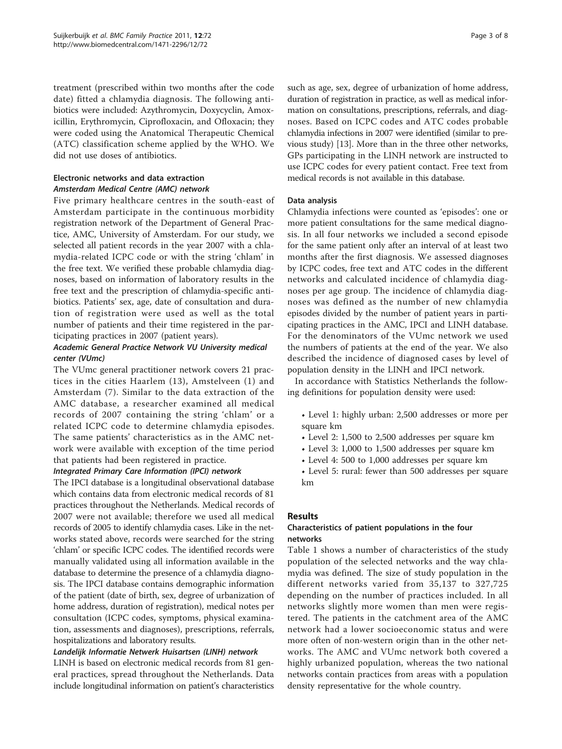treatment (prescribed within two months after the code date) fitted a chlamydia diagnosis. The following antibiotics were included: Azythromycin, Doxycyclin, Amoxicillin, Erythromycin, Ciprofloxacin, and Ofloxacin; they were coded using the Anatomical Therapeutic Chemical (ATC) classification scheme applied by the WHO. We did not use doses of antibiotics.

### Electronic networks and data extraction

#### *Amsterdam Medical Centre (AMC) network*

Five primary healthcare centers in the south-east of Amsterdam participate in the continuous morbidity registration network of the Department of General Practice, AMC, University of Amsterdam. For our study, we selected all patient records in the year 2007 with a chlamydia-related ICPC code or with the string 'chlam' in the free text. We verified these probable chlamydia diagnoses, based on information of laboratory results in the free text and the prescription of chlamydia-specific antibiotics. Patients' sex, age, date of consultation and duration of registration were used as well as the total number of patients and their time registered in the participating practices in 2007 (patient years).

#### *Academic General Practice Network VU University medical center (VUmc)*

The VUmc general practitioner network covers 21 practices in the cities Haarlem (13), Amstelveen (1) and Amsterdam (7). Similar to the data extraction of the AMC database, a researcher examined all medical records of 2007 containing the string 'chlam' or a related ICPC code to determine chlamydia episodes. The same patients' characteristics as in the AMC network were available with exception of the time period that patients had been registered in practice.

#### *Integrated Primary Care Information (IPCI) network*

The IPCI database is a longitudinal observational database which contains data from electronic medical records of 81 practices throughout the Netherlands. Medical records of 2007 were not available; therefore we used all medical records of 2005 to identify chlamydia cases. Like in the networks stated above, records were searched for the string 'chlam' or specific ICPC codes. The identified records were manually validated using all information available in the database to determine the presence of a chlamydia diagnosis. The IPCI database contains demographic information of the patient (date of birth, sex, degree of urbanization of home address, duration of registration), medical notes per consultation (ICPC codes, symptoms, physical examination, assessments and diagnoses), prescriptions, referrals, hospitalizations and laboratory results.

#### *Landelijk Informatie Netwerk Huisartsen (LINH) network*

LINH is based on electronic medical records from 81 general practices, spread throughout the Netherlands. Data include longitudinal information on patient's characteristics such as age, sex, degree of urbanization of home address, duration of registration in practice, as well as medical information on consultations, prescriptions, referrals, and diagnoses. Based on ICPC codes and ATC codes probable chlamydia infections in 2007 were identified (similar to previous study) [13]. More than in the three other networks, GPs participating in the LINH network are instructed to use ICPC codes for every patient contact. Free text from medical records is not available in this database.

### Data analysis

Chlamydia infections were counted as 'episodes': one or more patient consultations for the same medical diagnosis. In all four networks we included a second episode for the same patient only after an interval of at least two months after the first diagnosis. We assessed diagnoses by ICPC codes, free text and ATC codes in the different networks and calculated incidence of chlamydia diagnoses per age group. The incidence of chlamydia diagnoses was defined as the number of new chlamydia episodes divided by the number of patient years in participating practices in the AMC, IPCI and LINH database. For the denominators of the VUmc network we used the numbers of patients at the end of the year. We also described the incidence of diagnosed cases by level of population density in the LINH and IPCI network.

In accordance with Statistics Netherlands the following definitions for population density were used:

- Level 1: highly urban: 2,500 addresses or more per square km
- Level 2: 1,500 to 2,500 addresses per square km
- Level 3: 1,000 to 1,500 addresses per square km
- Level 4: 500 to 1,000 addresses per square km
- Level 5: rural: fewer than 500 addresses per square km

## Results

### Characteristics of patient populations in the four networks

Table 1 shows a number of characteristics of the study population of the selected networks and the way chlamydia was defined. The size of study population in the different networks varied from 35,137 to 327,725 depending on the number of practices included. In all networks slightly more women than men were registered. The patients in the catchment area of the AMC network had a lower socioeconomic status and were more often of non-western origin than in the other networks. The AMC and VUmc network both covered a highly urbanized population, whereas the two national networks contain practices from areas with a population density representative for the whole country.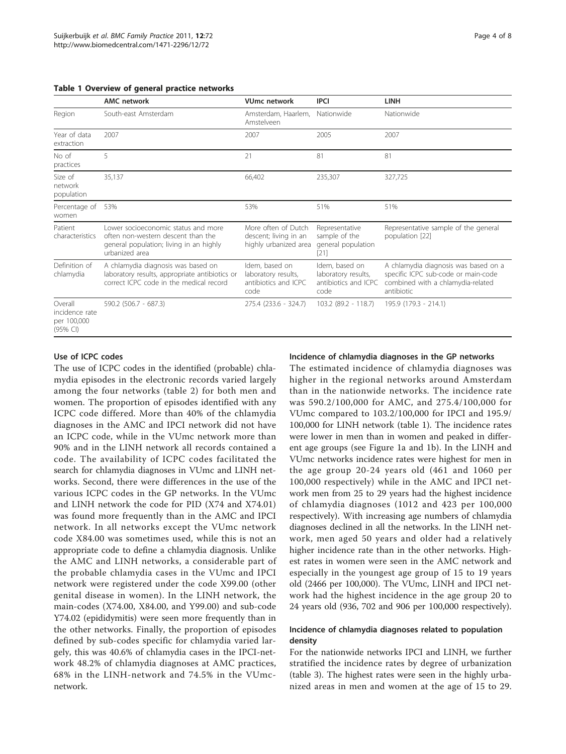**Table 1 Overview of general practice networks**

| | AMC network | VUmc network | IPCI | LINH |
|---|---|---|---|---|
| Region | South-east Amsterdam | Amsterdam, Haarlem, Amstelveen | Nationwide | Nationwide |
| Year of data extraction | 2007 | 2007 | 2005 | 2007 |
| No of practices | 5 | 21 | 81 | 81 |
| Size of network population | 35,137 | 66,402 | 235,307 | 327,725 |
| Percentage of women | 53% | 53% | 51% | 51% |
| Patient characteristics | Lower socioeconomic status and more often non-western descent than the general population; living in an highly urbanized area | More often of Dutch descent; living in an highly urbanized area | Representative sample of the general population [21] | Representative sample of the general population [22] |
| Definition of chlamydia | A chlamydia diagnosis was based on laboratory results, appropriate antibiotics or correct ICPC code in the medical record | Idem, based on laboratory results, antibiotics and ICPC code | Idem, based on laboratory results, antibiotics and ICPC code | A chlamydia diagnosis was based on a specific ICPC sub-code or main-code combined with a chlamydia-related antibiotic |
| Overall incidence rate per 100,000 (95% CI) | 590.2 (506.7 - 687.3) | 275.4 (233.6 - 324.7) | 103.2 (89.2 - 118.7) | 195.9 (179.3 - 214.1) |

### Use of ICPC codes

The use of ICPC codes in the identified (probable) chlamydia episodes in the electronic records varied largely among the four networks (table 2) for both men and women. The proportion of episodes identified with any ICPC code differed. More than 40% of the chlamydia diagnoses in the AMC and IPCI network did not have an ICPC code, while in the VUmc network more than 90% and in the LINH network all records contained a code. The availability of ICPC codes facilitated the search for chlamydia diagnoses in VUmc and LINH networks. Second, there were differences in the use of the various ICPC codes in the GP networks. In the VUmc and LINH network the code for PID (X74 and X74.01) was found more frequently than in the AMC and IPCI network. In all networks except the VUmc network code X84.00 was sometimes used, while this is not an appropriate code to define a chlamydia diagnosis. Unlike the AMC and LINH networks, a considerable part of the probable chlamydia cases in the VUmc and IPCI network were registered under the code X99.00 (other genital disease in women). In the LINH network, the main-codes (X74.00, X84.00, and Y99.00) and sub-code Y74.02 (epididymitis) were seen more frequently than in the other networks. Finally, the proportion of episodes defined by sub-codes specific for chlamydia varied largely, this was 40.6% of chlamydia cases in the IPCI-network 48.2% of chlamydia diagnoses at AMC practices, 68% in the LINH-network and 74.5% in the VUmc-network.

### Incidence of chlamydia diagnoses in the GP networks

The estimated incidence of chlamydia diagnoses was higher in the regional networks around Amsterdam than in the nationwide networks. The incidence rate was 590.2/100,000 for AMC, and 275.4/100,000 for VUmc compared to 103.2/100,000 for IPCI and 195.9/100,000 for LINH network (table 1). The incidence rates were lower in men than in women and peaked in different age groups (see Figure 1a and 1b). In the LINH and VUmc networks incidence rates were highest for men in the age group 20-24 years old (461 and 1060 per 100,000 respectively) while in the AMC and IPCI network men from 25 to 29 years had the highest incidence of chlamydia diagnoses (1012 and 423 per 100,000 respectively). With increasing age numbers of chlamydia diagnoses declined in all the networks. In the LINH network, men aged 50 years and older had a relatively higher incidence rate than in the other networks. Highest rates in women were seen in the AMC network and especially in the youngest age group of 15 to 19 years old (2466 per 100,000). The VUmc, LINH and IPCI network had the highest incidence in the age group 20 to 24 years old (936, 702 and 906 per 100,000 respectively).

### Incidence of chlamydia diagnoses related to population density

For the nationwide networks IPCI and LINH, we further stratified the incidence rates by degree of urbanization (table 3). The highest rates were seen in the highly urbanized areas in men and women at the age of 15 to 29.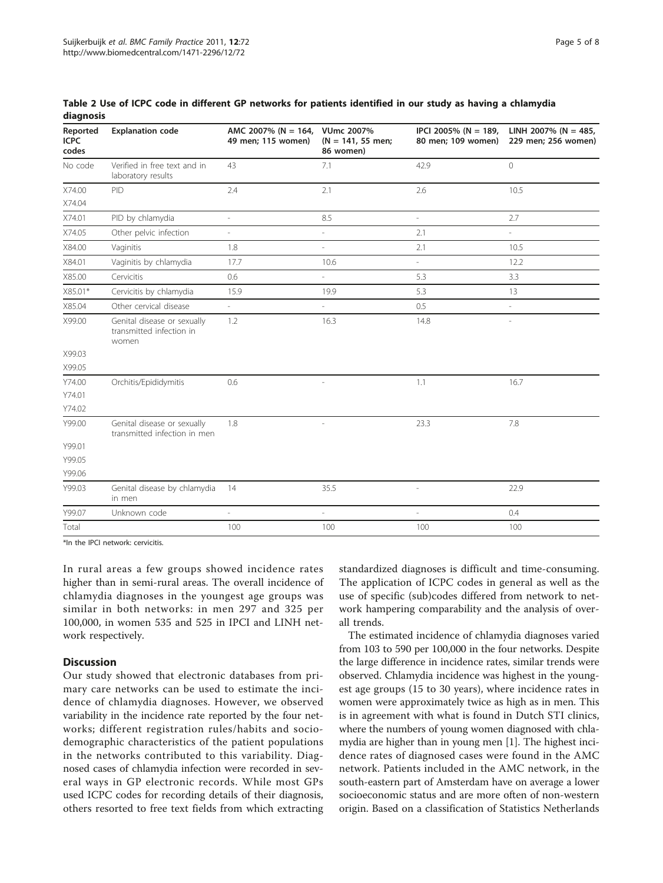**Table 2 Use of ICPC code in different GP networks for patients identified in our study as having a chlamydia diagnosis**

| Reported ICPC codes | Explanation code | AMC 2007% (N = 164, 49 men; 115 women) | VUmc 2007% (N = 141, 55 men; 86 women) | IPCI 2005% (N = 189, 80 men; 109 women) | LINH 2007% (N = 485, 229 men; 256 women) |
|---|---|---|---|---|---|
| No code | Verified in free text and in laboratory results | 43 | 7.1 | 42.9 | 0 |
| X74.00 X74.04 | PID | 2.4 | 2.1 | 2.6 | 10.5 |
| X74.01 | PID by chlamydia | - | 8.5 | - | 2.7 |
| X74.05 | Other pelvic infection | - | - | 2.1 | - |
| X84.00 | Vaginitis | 1.8 | - | 2.1 | 10.5 |
| X84.01 | Vaginitis by chlamydia | 17.7 | 10.6 | - | 12.2 |
| X85.00 | Cervicitis | 0.6 | - | 5.3 | 3.3 |
| X85.01* | Cervicitis by chlamydia | 15.9 | 19.9 | 5.3 | 13 |
| X85.04 | Other cervical disease | - | - | 0.5 | - |
| X99.00 X99.03 X99.05 | Genital disease or sexually transmitted infection in women | 1.2 | 16.3 | 14.8 | - |
| Y74.00 Y74.01 Y74.02 | Orchitis/Epididymitis | 0.6 | - | 1.1 | 16.7 |
| Y99.00 Y99.01 Y99.05 Y99.06 | Genital disease or sexually transmitted infection in men | 1.8 | - | 23.3 | 7.8 |
| Y99.03 | Genital disease by chlamydia in men | 14 | 35.5 | - | 22.9 |
| Y99.07 | Unknown code | - | - | - | 0.4 |
| Total | | 100 | 100 | 100 | 100 |

*In the IPCI network: cervicitis.

In rural areas a few groups showed incidence rates higher than in semi-rural areas. The overall incidence of chlamydia diagnoses in the youngest age groups was similar in both networks: in men 297 and 325 per 100,000, in women 535 and 525 in IPCI and LINH network respectively.

## Discussion

Our study showed that electronic databases from primary care networks can be used to estimate the incidence of chlamydia diagnoses. However, we observed variability in the incidence rate reported by the four networks; different registration rules/habits and sociodemographic characteristics of the patient populations in the networks contributed to this variability. Diagnosed cases of chlamydia infection were recorded in several ways in GP electronic records. While most GPs used ICPC codes for recording details of their diagnosis, others resorted to free text fields from which extracting standardized diagnoses is difficult and time-consuming. The application of ICPC codes in general as well as the use of specific (sub)codes differed from network to network hampering comparability and the analysis of overall trends.

The estimated incidence of chlamydia diagnoses varied from 103 to 590 per 100,000 in the four networks. Despite the large difference in incidence rates, similar trends were observed. Chlamydia incidence was highest in the youngest age groups (15 to 30 years), where incidence rates in women were approximately twice as high as in men. This is in agreement with what is found in Dutch STI clinics, where the numbers of young women diagnosed with chlamydia are higher than in young men [1]. The highest incidence rates of diagnosed cases were found in the AMC network. Patients included in the AMC network, in the south-eastern part of Amsterdam have on average a lower socioeconomic status and are more often of non-western origin. Based on a classification of Statistics Netherlands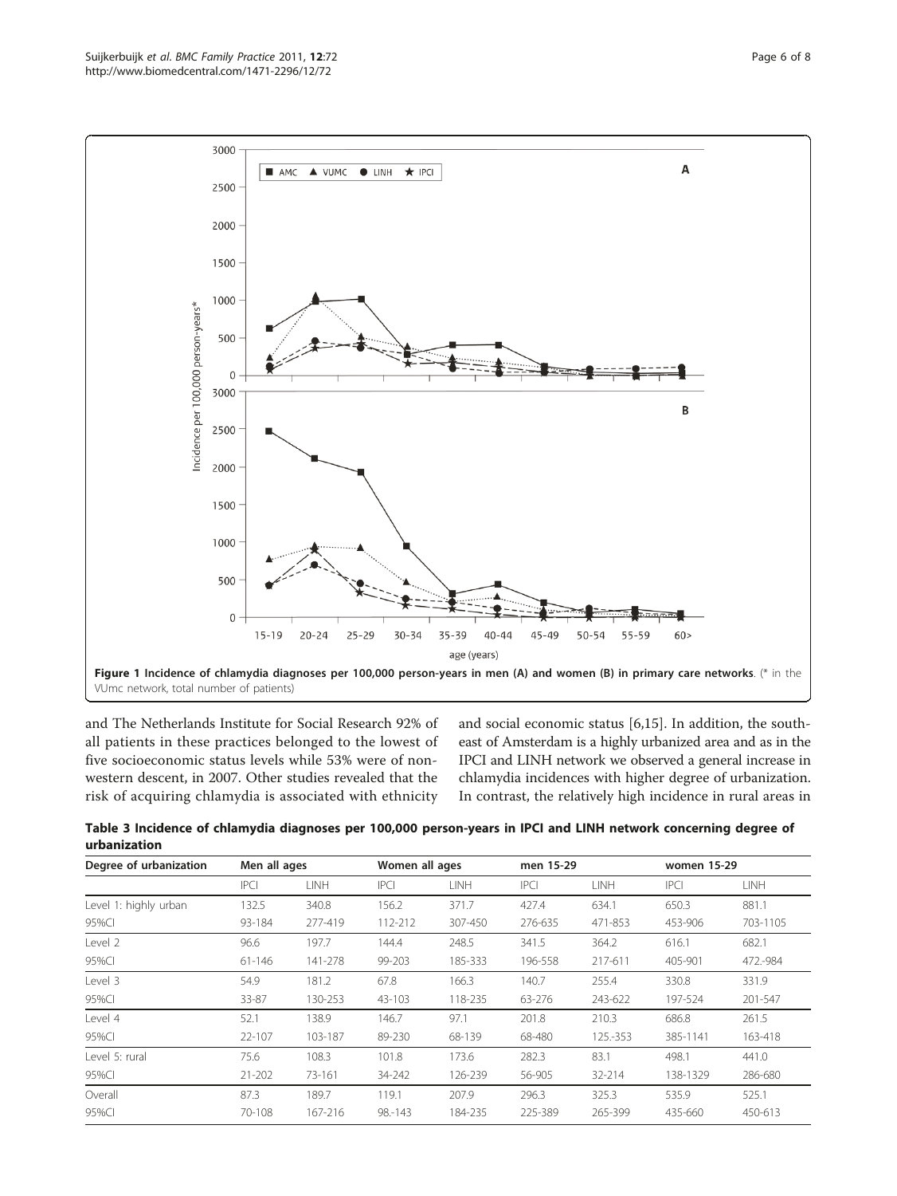**Figure 1 Incidence of chlamydia diagnoses per 100,000 person-years in men (A) and women (B) in primary care networks**. (* in the VUmc network, total number of patients)

and The Netherlands Institute for Social Research 92% of all patients in these practices belonged to the lowest of five socioeconomic status levels while 53% were of non-western descent, in 2007. Other studies revealed that the risk of acquiring chlamydia is associated with ethnicity and social economic status [6,15]. In addition, the south-east of Amsterdam is a highly urbanized area and as in the IPCI and LINH network we observed a general increase in chlamydia incidences with higher degree of urbanization. In contrast, the relatively high incidence in rural areas in

**Table 3 Incidence of chlamydia diagnoses per 100,000 person-years in IPCI and LINH network concerning degree of urbanization**

| Degree of urbanization | Men all ages | | Women all ages | | men 15-29 | | women 15-29 | |
|---|---|---|---|---|---|---|---|---|
| | IPCI | LINH | IPCI | LINH | IPCI | LINH | IPCI | LINH |
| Level 1: highly urban | 132.5 | 340.8 | 156.2 | 371.7 | 427.4 | 634.1 | 650.3 | 881.1 |
| 95%CI | 93-184 | 277-419 | 112-212 | 307-450 | 276-635 | 471-853 | 453-906 | 703-1105 |
| Level 2 | 96.6 | 197.7 | 144.4 | 248.5 | 341.5 | 364.2 | 616.1 | 682.1 |
| 95%CI | 61-146 | 141-278 | 99-203 | 185-333 | 196-558 | 217-611 | 405-901 | 472.-984 |
| Level 3 | 54.9 | 181.2 | 67.8 | 166.3 | 140.7 | 255.4 | 330.8 | 331.9 |
| 95%CI | 33-87 | 130-253 | 43-103 | 118-235 | 63-276 | 243-622 | 197-524 | 201-547 |
| Level 4 | 52.1 | 138.9 | 146.7 | 97.1 | 201.8 | 210.3 | 686.8 | 261.5 |
| 95%CI | 22-107 | 103-187 | 89-230 | 68-139 | 68-480 | 125.-353 | 385-1141 | 163-418 |
| Level 5: rural | 75.6 | 108.3 | 101.8 | 173.6 | 282.3 | 83.1 | 498.1 | 441.0 |
| 95%CI | 21-202 | 73-161 | 34-242 | 126-239 | 56-905 | 32-214 | 138-1329 | 286-680 |
| Overall | 87.3 | 189.7 | 119.1 | 207.9 | 296.3 | 325.3 | 535.9 | 525.1 |
| 95%CI | 70-108 | 167-216 | 98.-143 | 184-235 | 225-389 | 265-399 | 435-660 | 450-613 |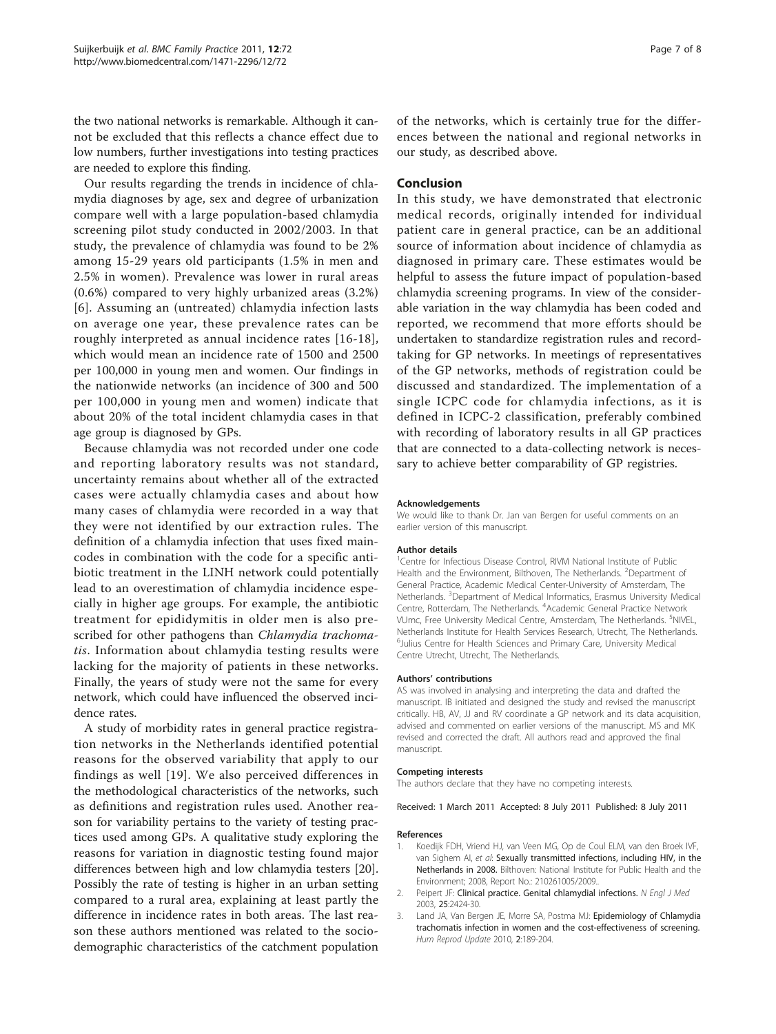the two national networks is remarkable. Although it cannot be excluded that this reflects a chance effect due to low numbers, further investigations into testing practices are needed to explore this finding.

Our results regarding the trends in incidence of chlamydia diagnoses by age, sex and degree of urbanization compare well with a large population-based chlamydia screening pilot study conducted in 2002/2003. In that study, the prevalence of chlamydia was found to be 2% among 15-29 years old participants (1.5% in men and 2.5% in women). Prevalence was lower in rural areas (0.6%) compared to very highly urbanized areas (3.2%) [6]. Assuming an (untreated) chlamydia infection lasts on average one year, these prevalence rates can be roughly interpreted as annual incidence rates [16-18], which would mean an incidence rate of 1500 and 2500 per 100,000 in young men and women. Our findings in the nationwide networks (an incidence of 300 and 500 per 100,000 in young men and women) indicate that about 20% of the total incident chlamydia cases in that age group is diagnosed by GPs.

Because chlamydia was not recorded under one code and reporting laboratory results was not standard, uncertainty remains about whether all of the extracted cases were actually chlamydia cases and about how many cases of chlamydia were recorded in a way that they were not identified by our extraction rules. The definition of a chlamydia infection that uses fixed main-codes in combination with the code for a specific antibiotic treatment in the LINH network could potentially lead to an overestimation of chlamydia incidence especially in higher age groups. For example, the antibiotic treatment for epididymitis in older men is also prescribed for other pathogens than *Chlamydia trachomatis*. Information about chlamydia testing results were lacking for the majority of patients in these networks. Finally, the years of study were not the same for every network, which could have influenced the observed incidence rates.

A study of morbidity rates in general practice registration networks in the Netherlands identified potential reasons for the observed variability that apply to our findings as well [19]. We also perceived differences in the methodological characteristics of the networks, such as definitions and registration rules used. Another reason for variability pertains to the variety of testing practices used among GPs. A qualitative study exploring the reasons for variation in diagnostic testing found major differences between high and low chlamydia testers [20]. Possibly the rate of testing is higher in an urban setting compared to a rural area, explaining at least partly the difference in incidence rates in both areas. The last reason these authors mentioned was related to the sociodemographic characteristics of the catchment population of the networks, which is certainly true for the differences between the national and regional networks in our study, as described above.

## Conclusion

In this study, we have demonstrated that electronic medical records, originally intended for individual patient care in general practice, can be an additional source of information about incidence of chlamydia as diagnosed in primary care. These estimates would be helpful to assess the future impact of population-based chlamydia screening programs. In view of the considerable variation in the way chlamydia has been coded and reported, we recommend that more efforts should be undertaken to standardize registration rules and record-taking for GP networks. In meetings of representatives of the GP networks, methods of registration could be discussed and standardized. The implementation of a single ICPC code for chlamydia infections, as it is defined in ICPC-2 classification, preferably combined with recording of laboratory results in all GP practices that are connected to a data-collecting network is necessary to achieve better comparability of GP registries.

#### Acknowledgements

We would like to thank Dr. Jan van Bergen for useful comments on an earlier version of this manuscript.

#### Author details

[1]Centre for Infectious Disease Control, RIVM National Institute of Public Health and the Environment, Bilthoven, The Netherlands. [2]Department of General Practice, Academic Medical Center-University of Amsterdam, The Netherlands. [3]Department of Medical Informatics, Erasmus University Medical Centre, Rotterdam, The Netherlands. [4]Academic General Practice Network VUmc, Free University Medical Centre, Amsterdam, The Netherlands. [5]NIVEL, Netherlands Institute for Health Services Research, Utrecht, The Netherlands. [6]Julius Centre for Health Sciences and Primary Care, University Medical Centre Utrecht, Utrecht, The Netherlands.

#### Authors' contributions

AS was involved in analysing and interpreting the data and drafted the manuscript. IB initiated and designed the study and revised the manuscript critically. HB, AV, JJ and RV coordinate a GP network and its data acquisition, advised and commented on earlier versions of the manuscript. MS and MK revised and corrected the draft. All authors read and approved the final manuscript.

#### Competing interests

The authors declare that they have no competing interests.

Received: 1 March 2011 Accepted: 8 July 2011 Published: 8 July 2011

#### References

1. Koedijk FDH, Vriend HJ, van Veen MG, Op de Coul ELM, van den Broek IVF, van Sighem AI, *et al*: **Sexually transmitted infections, including HIV, in the Netherlands in 2008.** Bilthoven: National Institute for Public Health and the Environment; 2008, Report No.: 210261005/2009..
2. Peipert JF: **Clinical practice. Genital chlamydial infections.** *N Engl J Med* 2003, **25**:2424-30.
3. Land JA, Van Bergen JE, Morre SA, Postma MJ: **Epidemiology of Chlamydia trachomatis infection in women and the cost-effectiveness of screening.** *Hum Reprod Update* 2010, **2**:189-204.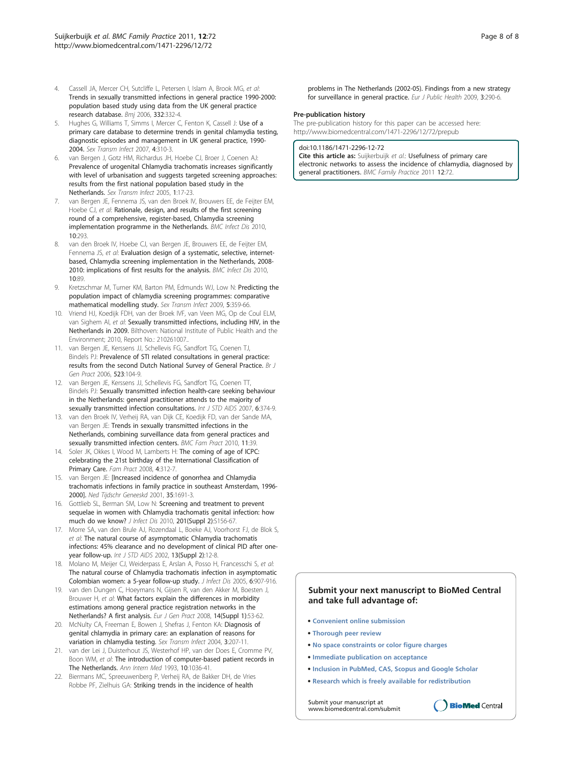4. Cassell JA, Mercer CH, Sutcliffe L, Petersen I, Islam A, Brook MG, *et al*: **Trends in sexually transmitted infections in general practice 1990-2000: population based study using data from the UK general practice research database.** *Bmj* 2006, **332**:332-4.
5. Hughes G, Williams T, Simms I, Mercer C, Fenton K, Cassell J: **Use of a primary care database to determine trends in genital chlamydia testing, diagnostic episodes and management in UK general practice, 1990-2004.** *Sex Transm Infect* 2007, **4**:310-3.
6. van Bergen J, Gotz HM, Richardus JH, Hoebe CJ, Broer J, Coenen AJ: **Prevalence of urogenital Chlamydia trachomatis increases significantly with level of urbanisation and suggests targeted screening approaches: results from the first national population based study in the Netherlands.** *Sex Transm Infect* 2005, **1**:17-23.
7. van Bergen JE, Fennema JS, van den Broek IV, Brouwers EE, de Feijter EM, Hoebe CJ, *et al*: **Rationale, design, and results of the first screening round of a comprehensive, register-based, Chlamydia screening implementation programme in the Netherlands.** *BMC Infect Dis* 2010, **10**:293.
8. van den Broek IV, Hoebe CJ, van Bergen JE, Brouwers EE, de Feijter EM, Fennema JS, *et al*: **Evaluation design of a systematic, selective, internet-based, Chlamydia screening implementation in the Netherlands, 2008-2010: implications of first results for the analysis.** *BMC Infect Dis* 2010, **10**:89.
9. Kretzschmar M, Turner KM, Barton PM, Edmunds WJ, Low N: **Predicting the population impact of chlamydia screening programmes: comparative mathematical modelling study.** *Sex Transm Infect* 2009, **5**:359-66.
10. Vriend HJ, Koedijk FDH, van der Broek IVF, van Veen MG, Op de Coul ELM, van Sighem AI, *et al*: **Sexually transmitted infections, including HIV, in the Netherlands in 2009.** Bilthoven: National Institute of Public Health and the Environment; 2010, Report No.: 210261007..
11. van Bergen JE, Kerssens JJ, Schellevis FG, Sandfort TG, Coenen TJ, Bindels PJ: **Prevalence of STI related consultations in general practice: results from the second Dutch National Survey of General Practice.** *Br J Gen Pract* 2006, **523**:104-9.
12. van Bergen JE, Kerssens JJ, Schellevis FG, Sandfort TG, Coenen TT, Bindels PJ: **Sexually transmitted infection health-care seeking behaviour in the Netherlands: general practitioner attends to the majority of sexually transmitted infection consultations.** *Int J STD AIDS* 2007, **6**:374-9.
13. van den Broek IV, Verheij RA, van Dijk CE, Koedijk FD, van der Sande MA, van Bergen JE: **Trends in sexually transmitted infections in the Netherlands, combining surveillance data from general practices and sexually transmitted infection centers.** *BMC Fam Pract* 2010, **11**:39.
14. Soler JK, Okkes I, Wood M, Lamberts H: **The coming of age of ICPC: celebrating the 21st birthday of the International Classification of Primary Care.** *Fam Pract* 2008, **4**:312-7.
15. van Bergen JE: **[Increased incidence of gonorrhea and Chlamydia trachomatis infections in family practice in southeast Amsterdam, 1996-2000].** *Ned Tijdschr Geneeskd* 2001, **35**:1691-3.
16. Gottlieb SL, Berman SM, Low N: **Screening and treatment to prevent sequelae in women with Chlamydia trachomatis genital infection: how much do we know?** *J Infect Dis* 2010, **201(Suppl 2)**:S156-67.
17. Morre SA, van den Brule AJ, Rozendaal L, Boeke AJ, Voorhorst FJ, de Blok S, *et al*: **The natural course of asymptomatic Chlamydia trachomatis infections: 45% clearance and no development of clinical PID after one-year follow-up.** *Int J STD AIDS* 2002, **13(Suppl 2)**:12-8.
18. Molano M, Meijer CJ, Weiderpass E, Arslan A, Posso H, Francesschi S, *et al*: **The natural course of Chlamydia trachomatis infection in asymptomatic Colombian women: a 5-year follow-up study.** *J Infect Dis* 2005, **6**:907-916.
19. van den Dungen C, Hoeymans N, Gijsen R, van den Akker M, Boesten J, Brouwer H, *et al*: **What factors explain the differences in morbidity estimations among general practice registration networks in the Netherlands? A first analysis.** *Eur J Gen Pract* 2008, **14(Suppl 1)**:53-62.
20. McNulty CA, Freeman E, Bowen J, Shefras J, Fenton KA: **Diagnosis of genital chlamydia in primary care: an explanation of reasons for variation in chlamydia testing.** *Sex Transm Infect* 2004, **3**:207-11.
21. van der Lei J, Duisterhout JS, Westerhof HP, van der Does E, Cromme PV, Boon WM, *et al*: **The introduction of computer-based patient records in The Netherlands.** *Ann Intern Med* 1993, **10**:1036-41.
22. Biermans MC, Spreeuwenberg P, Verheij RA, de Bakker DH, de Vries Robbe PF, Zielhuis GA: **Striking trends in the incidence of health problems in The Netherlands (2002-05). Findings from a new strategy for surveillance in general practice.** *Eur J Public Health* 2009, **3**:290-6.

### Pre-publication history

The pre-publication history for this paper can be accessed here:
http://www.biomedcentral.com/1471-2296/12/72/prepub

doi:10.1186/1471-2296-12-72
**Cite this article as:** Suijkerbuijk *et al.*: Usefulness of primary care electronic networks to assess the incidence of chlamydia, diagnosed by general practitioners. *BMC Family Practice* 2011 **12**:72.

**Submit your next manuscript to BioMed Central and take full advantage of:**

- **Convenient online submission**
- **Thorough peer review**
- **No space constraints or color figure charges**
- **Immediate publication on acceptance**
- **Inclusion in PubMed, CAS, Scopus and Google Scholar**
- **Research which is freely available for redistribution**

Submit your manuscript at
www.biomedcentral.com/submit

BioMed Central